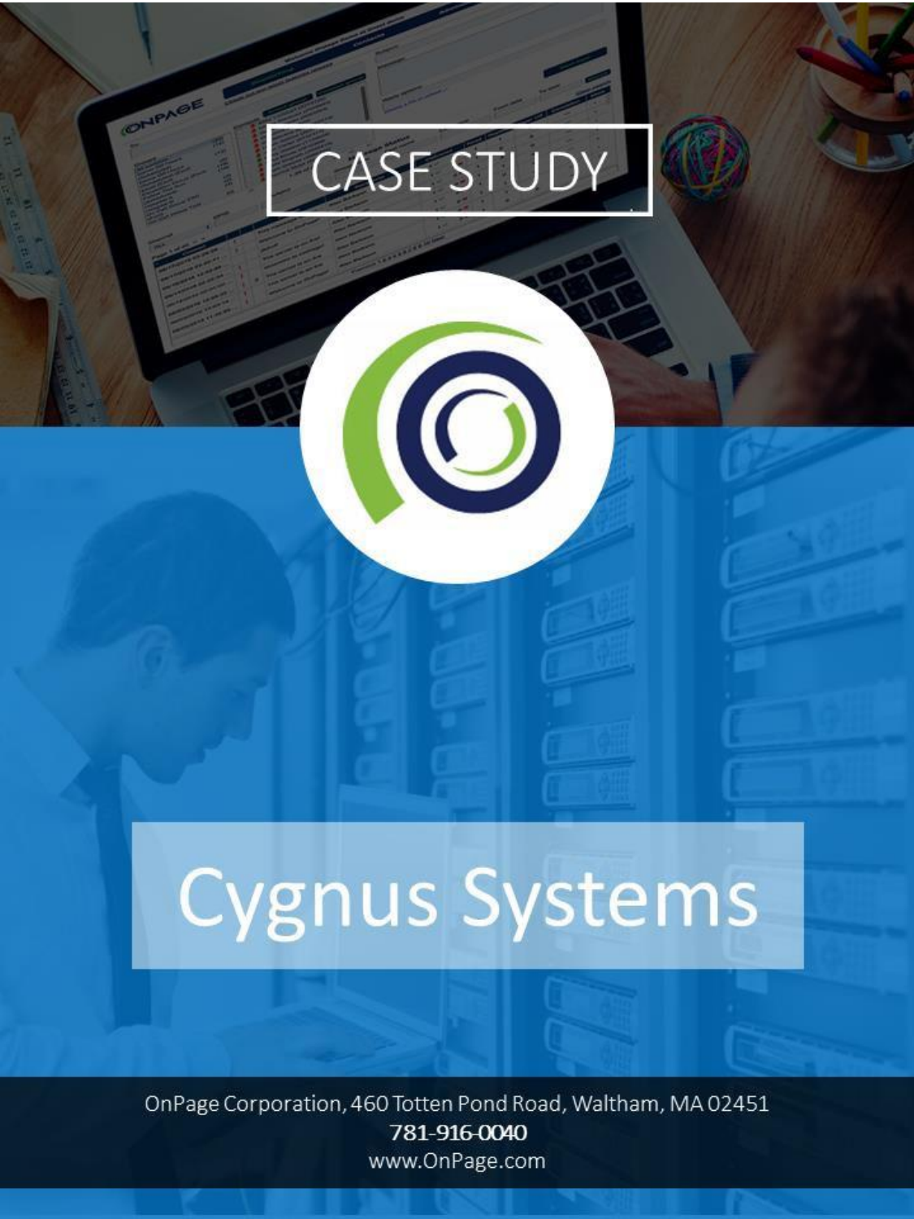# CASE STUDY

# Cygnus Systems

OnPage Corporation, 460 Totten Pond Road, Waltham, MA 02451
781-916-0040
www.OnPage.com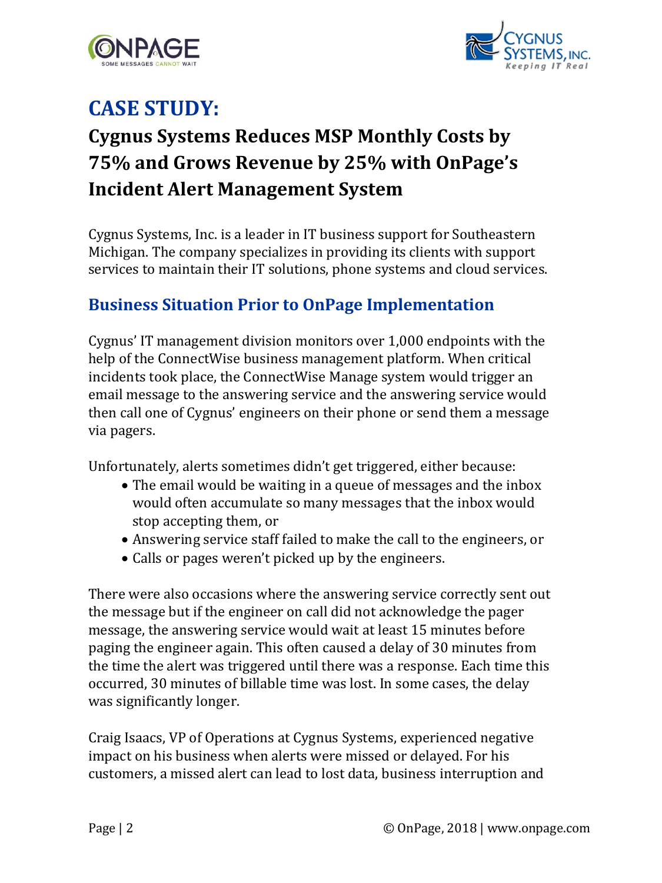# CASE STUDY:

## Cygnus Systems Reduces MSP Monthly Costs by 75% and Grows Revenue by 25% with OnPage's Incident Alert Management System

Cygnus Systems, Inc. is a leader in IT business support for Southeastern Michigan. The company specializes in providing its clients with support services to maintain their IT solutions, phone systems and cloud services.

### Business Situation Prior to OnPage Implementation

Cygnus' IT management division monitors over 1,000 endpoints with the help of the ConnectWise business management platform. When critical incidents took place, the ConnectWise Manage system would trigger an email message to the answering service and the answering service would then call one of Cygnus' engineers on their phone or send them a message via pagers.

Unfortunately, alerts sometimes didn't get triggered, either because:

- The email would be waiting in a queue of messages and the inbox would often accumulate so many messages that the inbox would stop accepting them, or
- Answering service staff failed to make the call to the engineers, or
- Calls or pages weren't picked up by the engineers.

There were also occasions where the answering service correctly sent out the message but if the engineer on call did not acknowledge the pager message, the answering service would wait at least 15 minutes before paging the engineer again. This often caused a delay of 30 minutes from the time the alert was triggered until there was a response. Each time this occurred, 30 minutes of billable time was lost. In some cases, the delay was significantly longer.

Craig Isaacs, VP of Operations at Cygnus Systems, experienced negative impact on his business when alerts were missed or delayed. For his customers, a missed alert can lead to lost data, business interruption and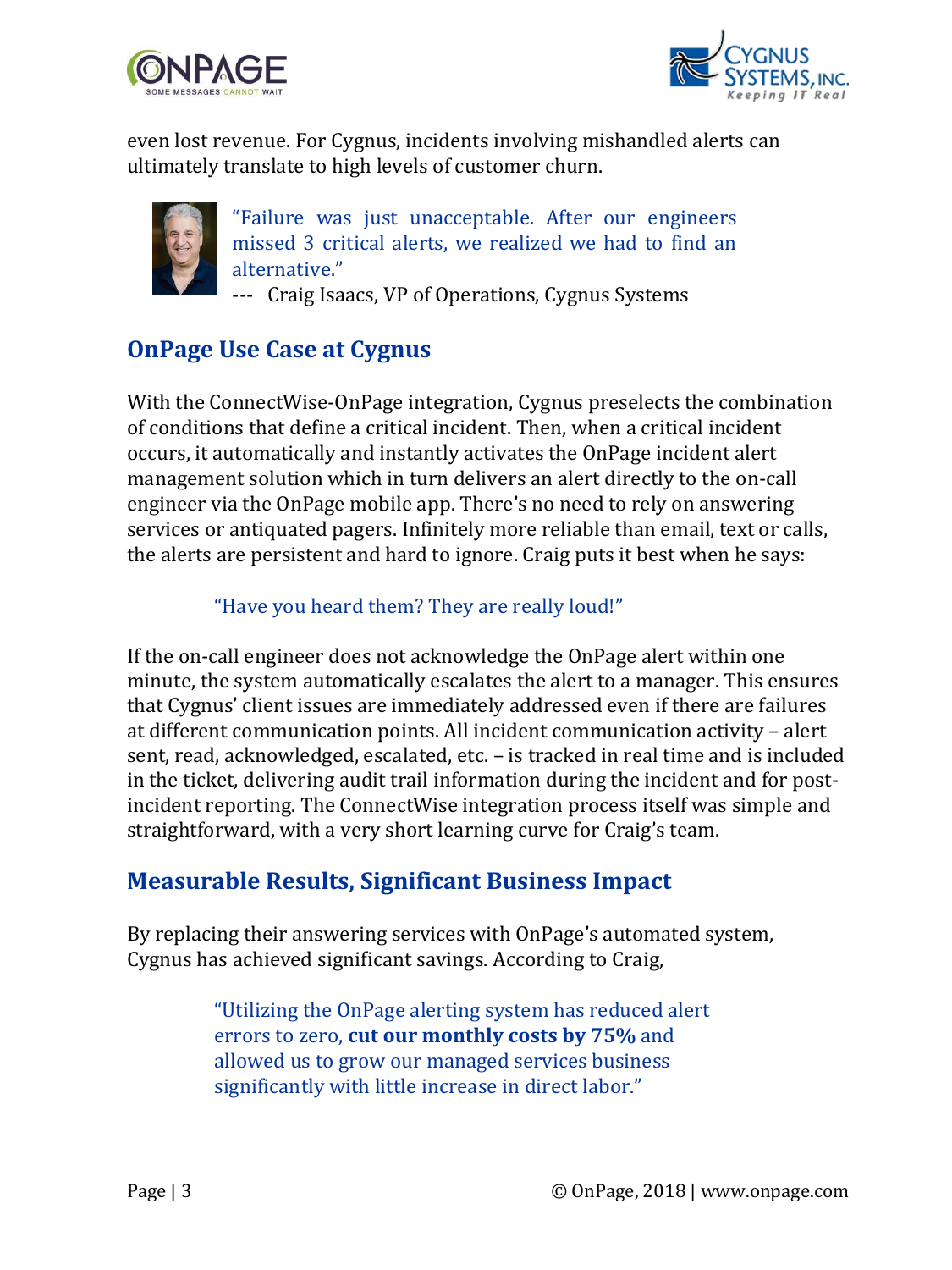even lost revenue. For Cygnus, incidents involving mishandled alerts can ultimately translate to high levels of customer churn.

> "Failure was just unacceptable. After our engineers missed 3 critical alerts, we realized we had to find an alternative."
> --- Craig Isaacs, VP of Operations, Cygnus Systems

## OnPage Use Case at Cygnus

With the ConnectWise-OnPage integration, Cygnus preselects the combination of conditions that define a critical incident. Then, when a critical incident occurs, it automatically and instantly activates the OnPage incident alert management solution which in turn delivers an alert directly to the on-call engineer via the OnPage mobile app. There's no need to rely on answering services or antiquated pagers. Infinitely more reliable than email, text or calls, the alerts are persistent and hard to ignore. Craig puts it best when he says:

> "Have you heard them? They are really loud!"

If the on-call engineer does not acknowledge the OnPage alert within one minute, the system automatically escalates the alert to a manager. This ensures that Cygnus' client issues are immediately addressed even if there are failures at different communication points. All incident communication activity – alert sent, read, acknowledged, escalated, etc. – is tracked in real time and is included in the ticket, delivering audit trail information during the incident and for post-incident reporting. The ConnectWise integration process itself was simple and straightforward, with a very short learning curve for Craig's team.

## Measurable Results, Significant Business Impact

By replacing their answering services with OnPage's automated system, Cygnus has achieved significant savings. According to Craig,

> "Utilizing the OnPage alerting system has reduced alert errors to zero, **cut our monthly costs by 75%** and allowed us to grow our managed services business significantly with little increase in direct labor."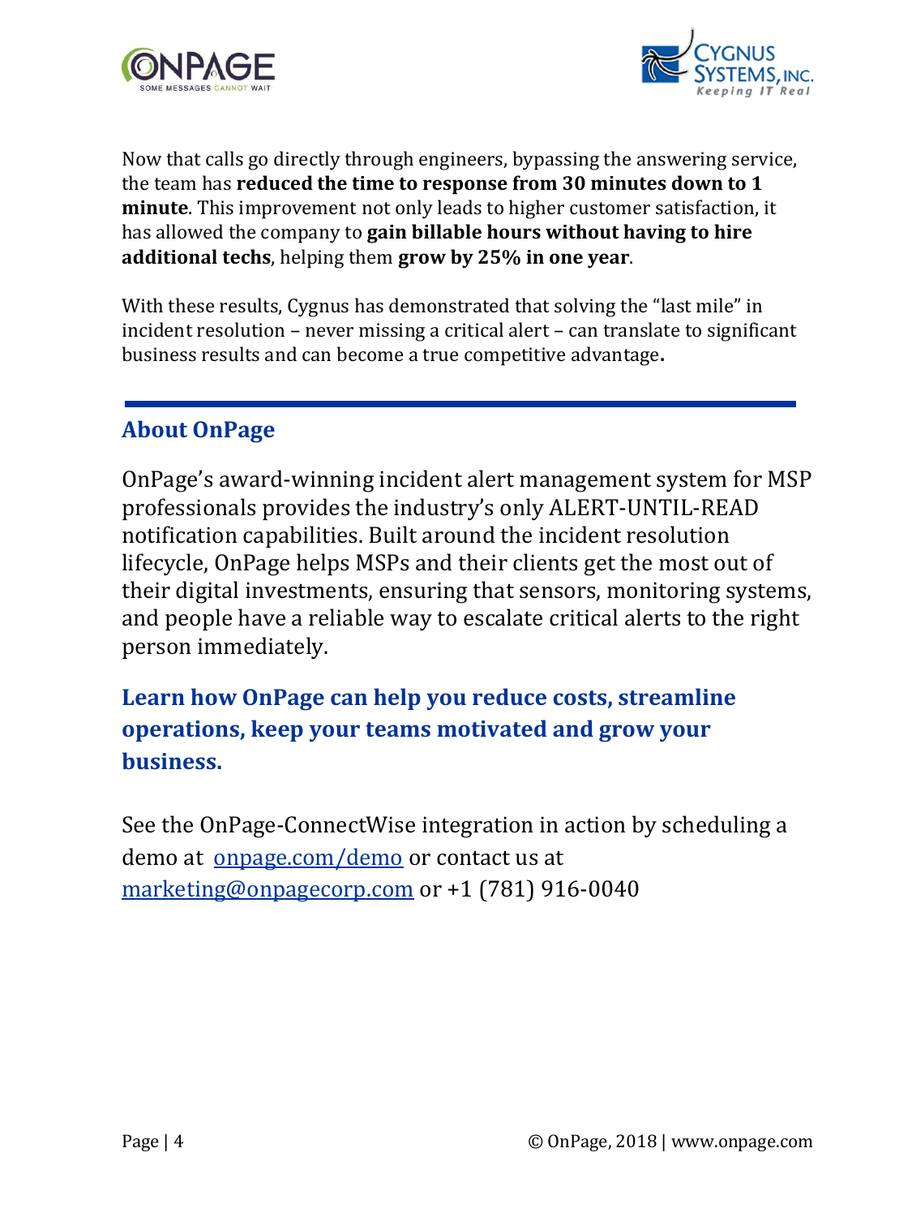Now that calls go directly through engineers, bypassing the answering service, the team has **reduced the time to response from 30 minutes down to 1 minute**. This improvement not only leads to higher customer satisfaction, it has allowed the company to **gain billable hours without having to hire additional techs**, helping them **grow by 25% in one year**.

With these results, Cygnus has demonstrated that solving the "last mile" in incident resolution – never missing a critical alert – can translate to significant business results and can become a true competitive advantage.

---

## About OnPage

OnPage's award-winning incident alert management system for MSP professionals provides the industry's only ALERT-UNTIL-READ notification capabilities. Built around the incident resolution lifecycle, OnPage helps MSPs and their clients get the most out of their digital investments, ensuring that sensors, monitoring systems, and people have a reliable way to escalate critical alerts to the right person immediately.

### Learn how OnPage can help you reduce costs, streamline operations, keep your teams motivated and grow your business.

See the OnPage-ConnectWise integration in action by scheduling a demo at onpage.com/demo or contact us at marketing@onpagecorp.com or +1 (781) 916-0040